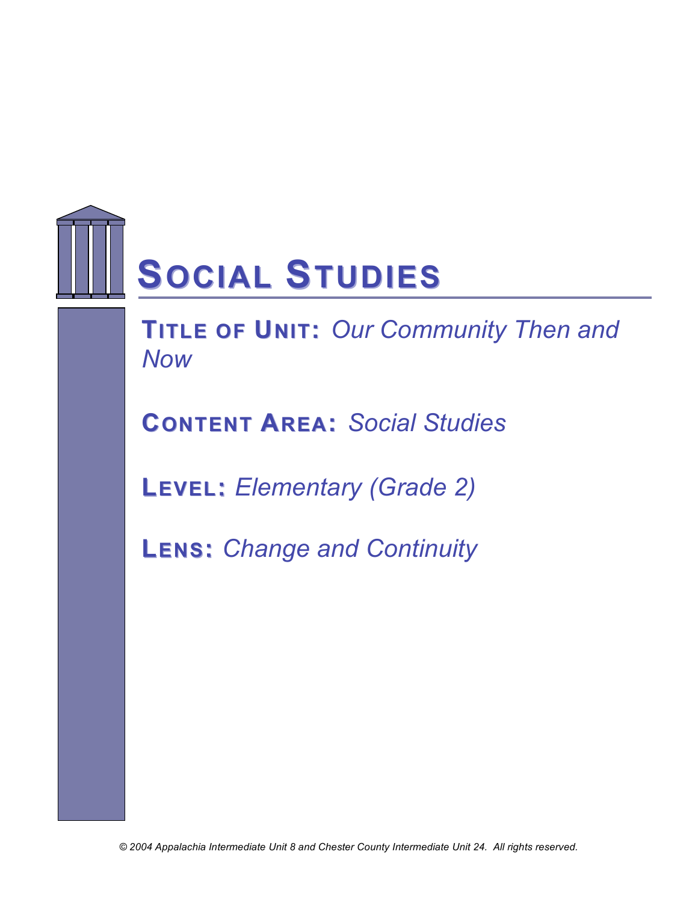# SOCIAL STUDIES

**TITLE OF UNIT:** *Our Community Then and Now*

**CONTENT AREA:** *Social Studies*

**LEVEL:** *Elementary (Grade 2)*

**LENS:** *Change and Continuity*

*© 2004 Appalachia Intermediate Unit 8 and Chester County Intermediate Unit 24. All rights reserved.*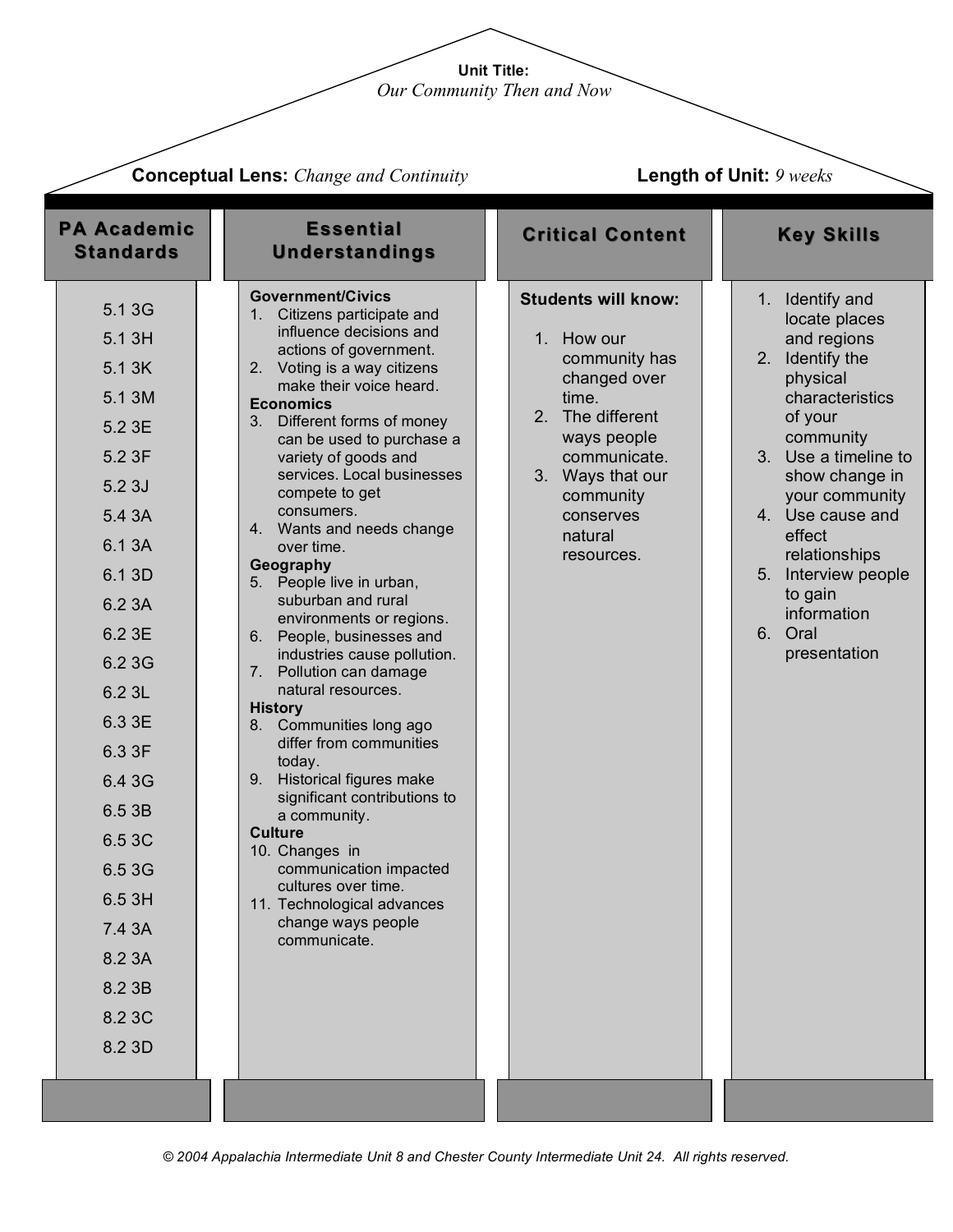**Unit Title:**
*Our Community Then and Now*

**Conceptual Lens:** *Change and Continuity*

**Length of Unit:** *9 weeks*

| PA Academic Standards | Essential Understandings | Critical Content | Key Skills |
|---|---|---|---|
| 5.1 3G<br>5.1 3H<br>5.1 3K<br>5.1 3M<br>5.2 3E<br>5.2 3F<br>5.2 3J<br>5.4 3A<br>6.1 3A<br>6.1 3D<br>6.2 3A<br>6.2 3E<br>6.2 3G<br>6.2 3L<br>6.3 3E<br>6.3 3F<br>6.4 3G<br>6.5 3B<br>6.5 3C<br>6.5 3G<br>6.5 3H<br>7.4 3A<br>8.2 3A<br>8.2 3B<br>8.2 3C<br>8.2 3D | **Government/Civics**<br>1. Citizens participate and influence decisions and actions of government.<br>2. Voting is a way citizens make their voice heard.<br>**Economics**<br>3. Different forms of money can be used to purchase a variety of goods and services. Local businesses compete to get consumers.<br>4. Wants and needs change over time.<br>**Geography**<br>5. People live in urban, suburban and rural environments or regions.<br>6. People, businesses and industries cause pollution.<br>7. Pollution can damage natural resources.<br>**History**<br>8. Communities long ago differ from communities today.<br>9. Historical figures make significant contributions to a community.<br>**Culture**<br>10. Changes in communication impacted cultures over time.<br>11. Technological advances change ways people communicate. | **Students will know:**<br>1. How our community has changed over time.<br>2. The different ways people communicate.<br>3. Ways that our community conserves natural resources. | 1. Identify and locate places and regions<br>2. Identify the physical characteristics of your community<br>3. Use a timeline to show change in your community<br>4. Use cause and effect relationships<br>5. Interview people to gain information<br>6. Oral presentation |

*© 2004 Appalachia Intermediate Unit 8 and Chester County Intermediate Unit 24. All rights reserved.*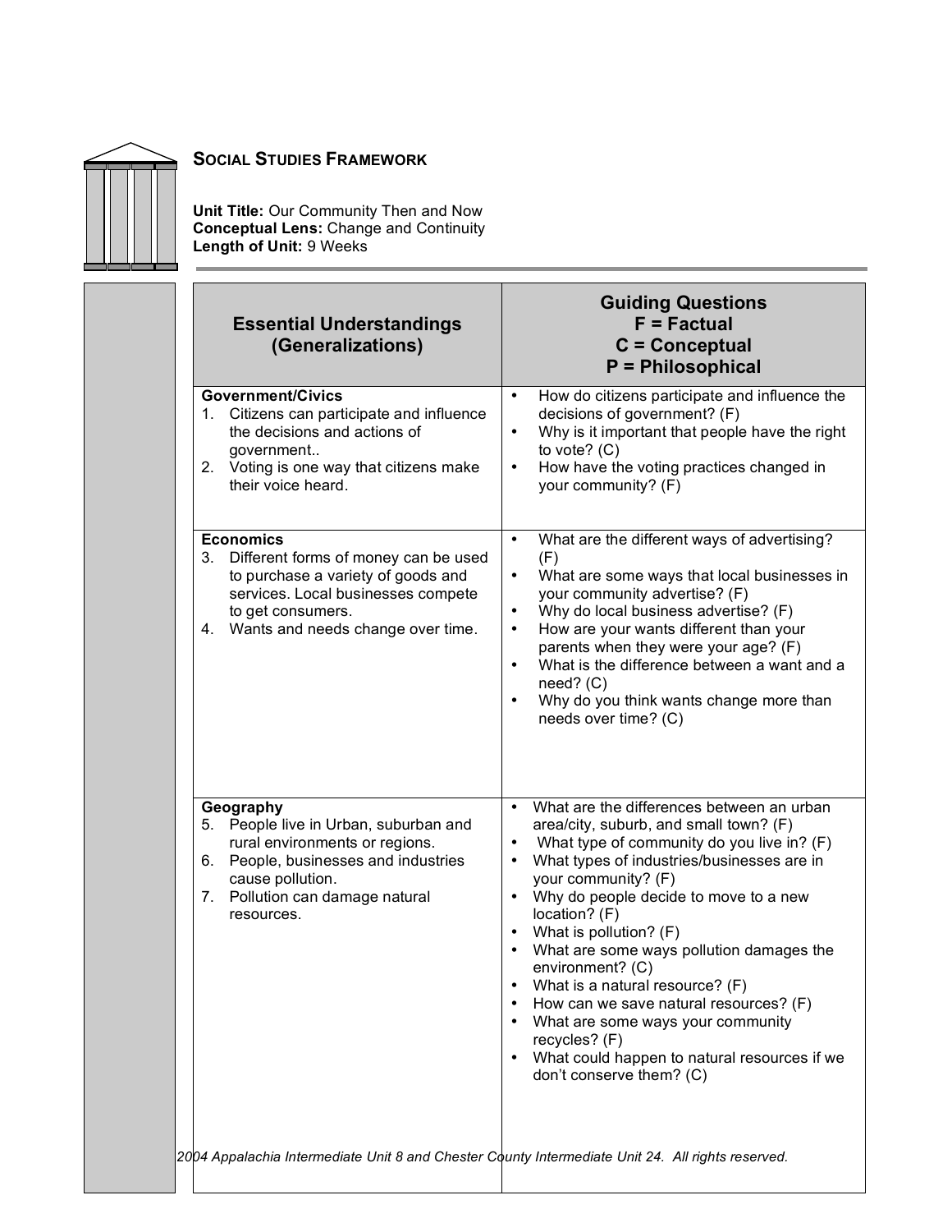## SOCIAL STUDIES FRAMEWORK

**Unit Title:** Our Community Then and Now
**Conceptual Lens:** Change and Continuity
**Length of Unit:** 9 Weeks

| Essential Understandings (Generalizations) | Guiding Questions F = Factual C = Conceptual P = Philosophical |
|---|---|
| **Government/Civics**<br>1. Citizens can participate and influence the decisions and actions of government..<br>2. Voting is one way that citizens make their voice heard. | • How do citizens participate and influence the decisions of government? (F)<br>• Why is it important that people have the right to vote? (C)<br>• How have the voting practices changed in your community? (F) |
| **Economics**<br>3. Different forms of money can be used to purchase a variety of goods and services. Local businesses compete to get consumers.<br>4. Wants and needs change over time. | • What are the different ways of advertising? (F)<br>• What are some ways that local businesses in your community advertise? (F)<br>• Why do local business advertise? (F)<br>• How are your wants different than your parents when they were your age? (F)<br>• What is the difference between a want and a need? (C)<br>• Why do you think wants change more than needs over time? (C) |
| **Geography**<br>5. People live in Urban, suburban and rural environments or regions.<br>6. People, businesses and industries cause pollution.<br>7. Pollution can damage natural resources. | • What are the differences between an urban area/city, suburb, and small town? (F)<br>• What type of community do you live in? (F)<br>• What types of industries/businesses are in your community? (F)<br>• Why do people decide to move to a new location? (F)<br>• What is pollution? (F)<br>• What are some ways pollution damages the environment? (C)<br>• What is a natural resource? (F)<br>• How can we save natural resources? (F)<br>• What are some ways your community recycles? (F)<br>• What could happen to natural resources if we don't conserve them? (C) |

*2004 Appalachia Intermediate Unit 8 and Chester County Intermediate Unit 24. All rights reserved.*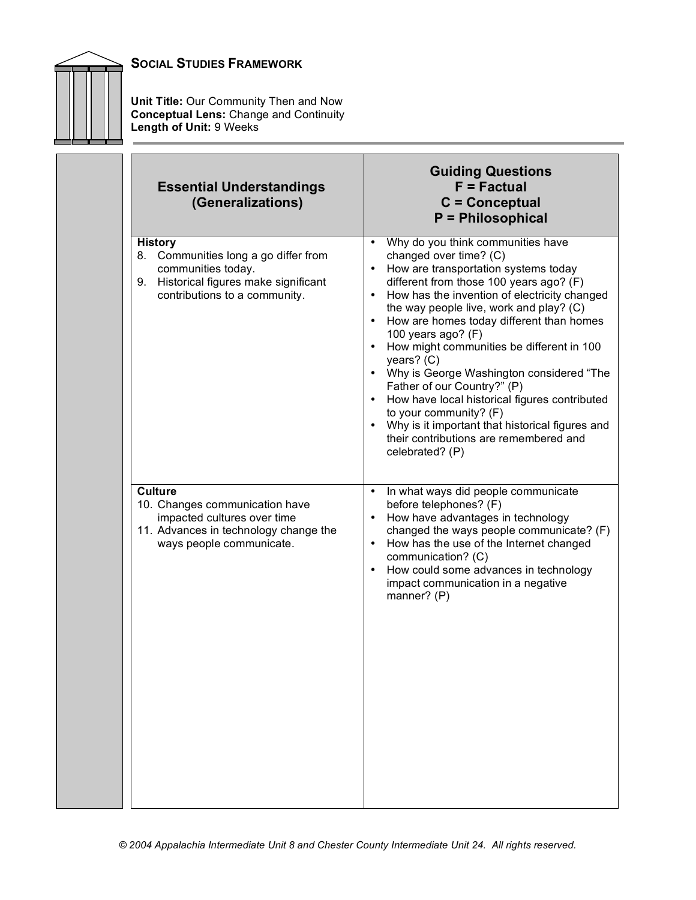## Social Studies Framework

**Unit Title:** Our Community Then and Now
**Conceptual Lens:** Change and Continuity
**Length of Unit:** 9 Weeks

| Essential Understandings (Generalizations) | Guiding Questions<br>F = Factual<br>C = Conceptual<br>P = Philosophical |
|---|---|
| **History**<br>8. Communities long a go differ from communities today.<br>9. Historical figures make significant contributions to a community. | • Why do you think communities have changed over time? (C)<br>• How are transportation systems today different from those 100 years ago? (F)<br>• How has the invention of electricity changed the way people live, work and play? (C)<br>• How are homes today different than homes 100 years ago? (F)<br>• How might communities be different in 100 years? (C)<br>• Why is George Washington considered "The Father of our Country?" (P)<br>• How have local historical figures contributed to your community? (F)<br>• Why is it important that historical figures and their contributions are remembered and celebrated? (P) |
| **Culture**<br>10. Changes communication have impacted cultures over time<br>11. Advances in technology change the ways people communicate. | • In what ways did people communicate before telephones? (F)<br>• How have advantages in technology changed the ways people communicate? (F)<br>• How has the use of the Internet changed communication? (C)<br>• How could some advances in technology impact communication in a negative manner? (P) |

*© 2004 Appalachia Intermediate Unit 8 and Chester County Intermediate Unit 24. All rights reserved.*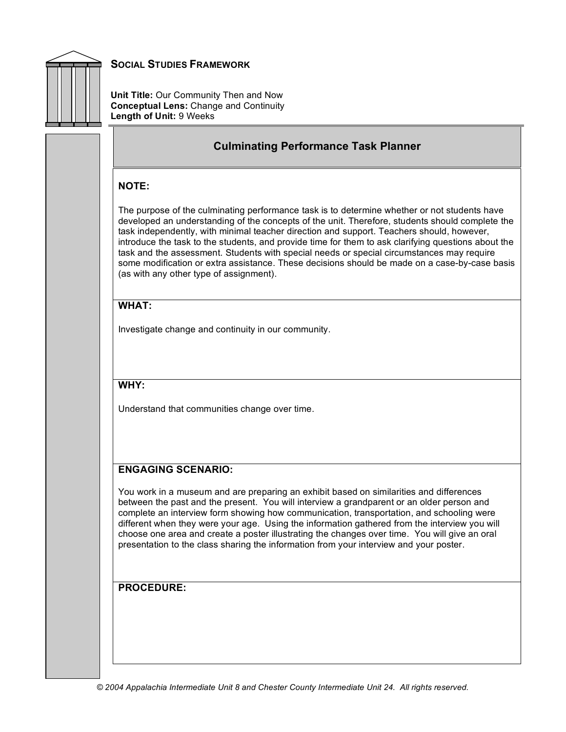## Social Studies Framework

**Unit Title:** Our Community Then and Now
**Conceptual Lens:** Change and Continuity
**Length of Unit:** 9 Weeks

### Culminating Performance Task Planner

**NOTE:**

The purpose of the culminating performance task is to determine whether or not students have developed an understanding of the concepts of the unit. Therefore, students should complete the task independently, with minimal teacher direction and support. Teachers should, however, introduce the task to the students, and provide time for them to ask clarifying questions about the task and the assessment. Students with special needs or special circumstances may require some modification or extra assistance. These decisions should be made on a case-by-case basis (as with any other type of assignment).

**WHAT:**

Investigate change and continuity in our community.

**WHY:**

Understand that communities change over time.

**ENGAGING SCENARIO:**

You work in a museum and are preparing an exhibit based on similarities and differences between the past and the present. You will interview a grandparent or an older person and complete an interview form showing how communication, transportation, and schooling were different when they were your age. Using the information gathered from the interview you will choose one area and create a poster illustrating the changes over time. You will give an oral presentation to the class sharing the information from your interview and your poster.

**PROCEDURE:**

*© 2004 Appalachia Intermediate Unit 8 and Chester County Intermediate Unit 24. All rights reserved.*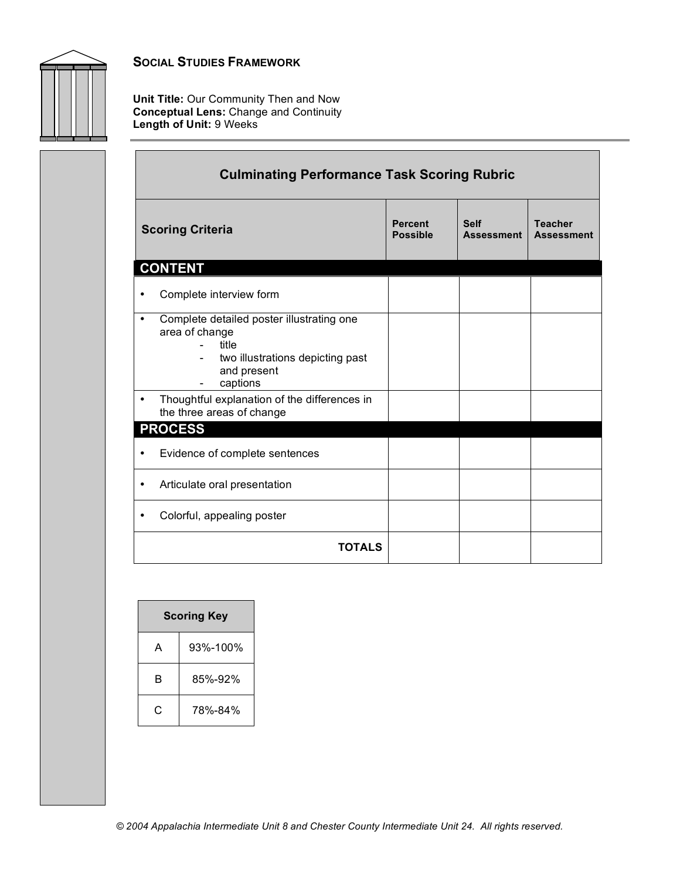## SOCIAL STUDIES FRAMEWORK

**Unit Title:** Our Community Then and Now
**Conceptual Lens:** Change and Continuity
**Length of Unit:** 9 Weeks

### Culminating Performance Task Scoring Rubric

| Scoring Criteria | Percent Possible | Self Assessment | Teacher Assessment |
|---|---|---|---|
| **CONTENT** | | | |
| • Complete interview form | | | |
| • Complete detailed poster illustrating one area of change<br>- title<br>- two illustrations depicting past and present<br>- captions | | | |
| • Thoughtful explanation of the differences in the three areas of change | | | |
| **PROCESS** | | | |
| • Evidence of complete sentences | | | |
| • Articulate oral presentation | | | |
| • Colorful, appealing poster | | | |
| **TOTALS** | | | |

| Scoring Key | |
|---|---|
| A | 93%-100% |
| B | 85%-92% |
| C | 78%-84% |

*© 2004 Appalachia Intermediate Unit 8 and Chester County Intermediate Unit 24. All rights reserved.*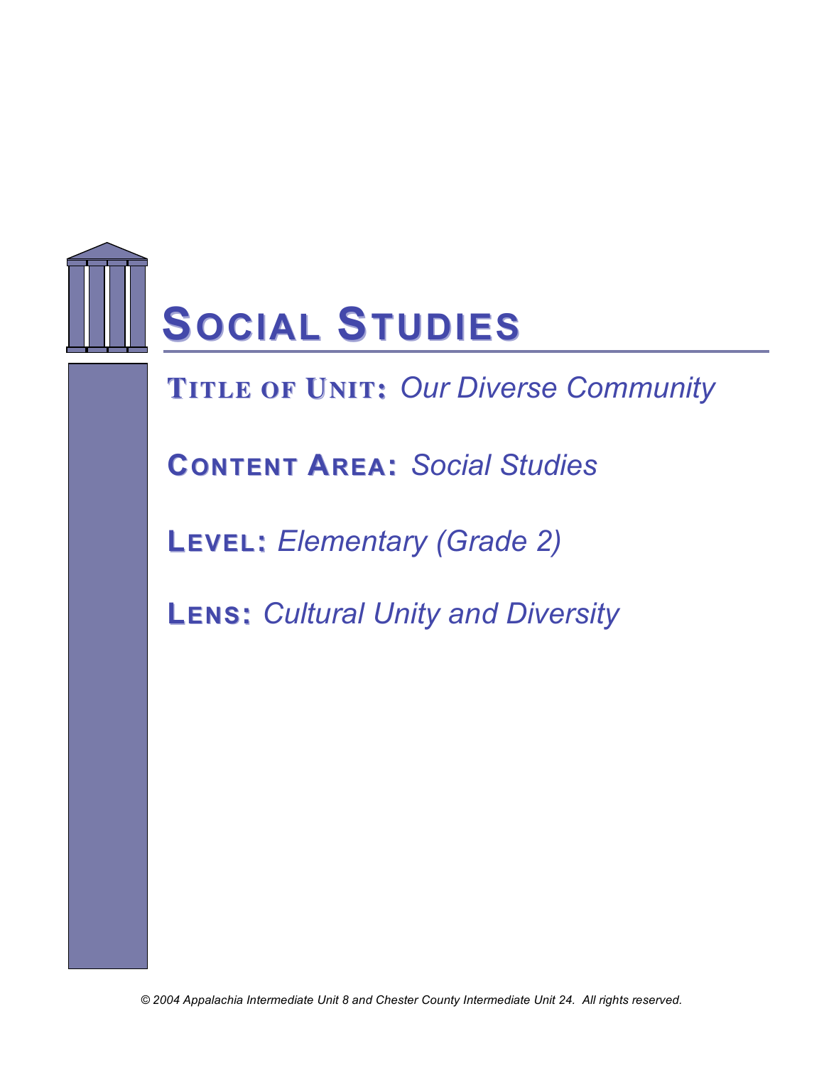# SOCIAL STUDIES

**TITLE OF UNIT:** *Our Diverse Community*

**CONTENT AREA:** *Social Studies*

**LEVEL:** *Elementary (Grade 2)*

**LENS:** *Cultural Unity and Diversity*

*© 2004 Appalachia Intermediate Unit 8 and Chester County Intermediate Unit 24. All rights reserved.*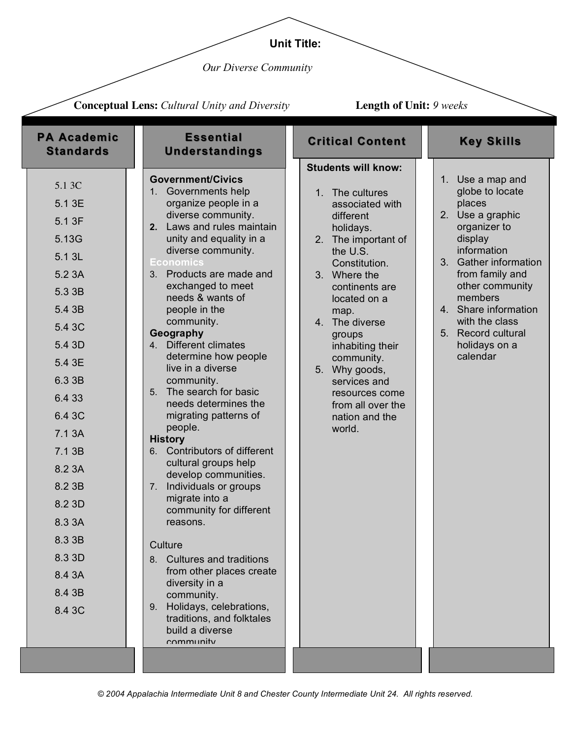**Unit Title:**

*Our Diverse Community*

**Conceptual Lens:** *Cultural Unity and Diversity* **Length of Unit:** *9 weeks*

## PA Academic Standards

5.1 3C
5.1 3E
5.1 3F
5.13G
5.1 3L
5.2 3A
5.3 3B
5.4 3B
5.4 3C
5.4 3D
5.4 3E
6.3 3B
6.4 33
6.4 3C
7.1 3A
7.1 3B
8.2 3A
8.2 3B
8.2 3D
8.3 3A
8.3 3B
8.3 3D
8.4 3A
8.4 3B
8.4 3C

## Essential Understandings

**Government/Civics**

1. Governments help organize people in a diverse community.
2. Laws and rules maintain unity and equality in a diverse community.

**Economics**

3. Products are made and exchanged to meet needs & wants of people in the community.

**Geography**

4. Different climates determine how people live in a diverse community.
5. The search for basic needs determines the migrating patterns of people.

**History**

6. Contributors of different cultural groups help develop communities.
7. Individuals or groups migrate into a community for different reasons.

Culture

8. Cultures and traditions from other places create diversity in a community.
9. Holidays, celebrations, traditions, and folktales build a diverse community

## Critical Content

**Students will know:**

1. The cultures associated with different holidays.
2. The important of the U.S. Constitution.
3. Where the continents are located on a map.
4. The diverse groups inhabiting their community.
5. Why goods, services and resources come from all over the nation and the world.

## Key Skills

1. Use a map and globe to locate places
2. Use a graphic organizer to display information
3. Gather information from family and other community members
4. Share information with the class
5. Record cultural holidays on a calendar

*© 2004 Appalachia Intermediate Unit 8 and Chester County Intermediate Unit 24. All rights reserved.*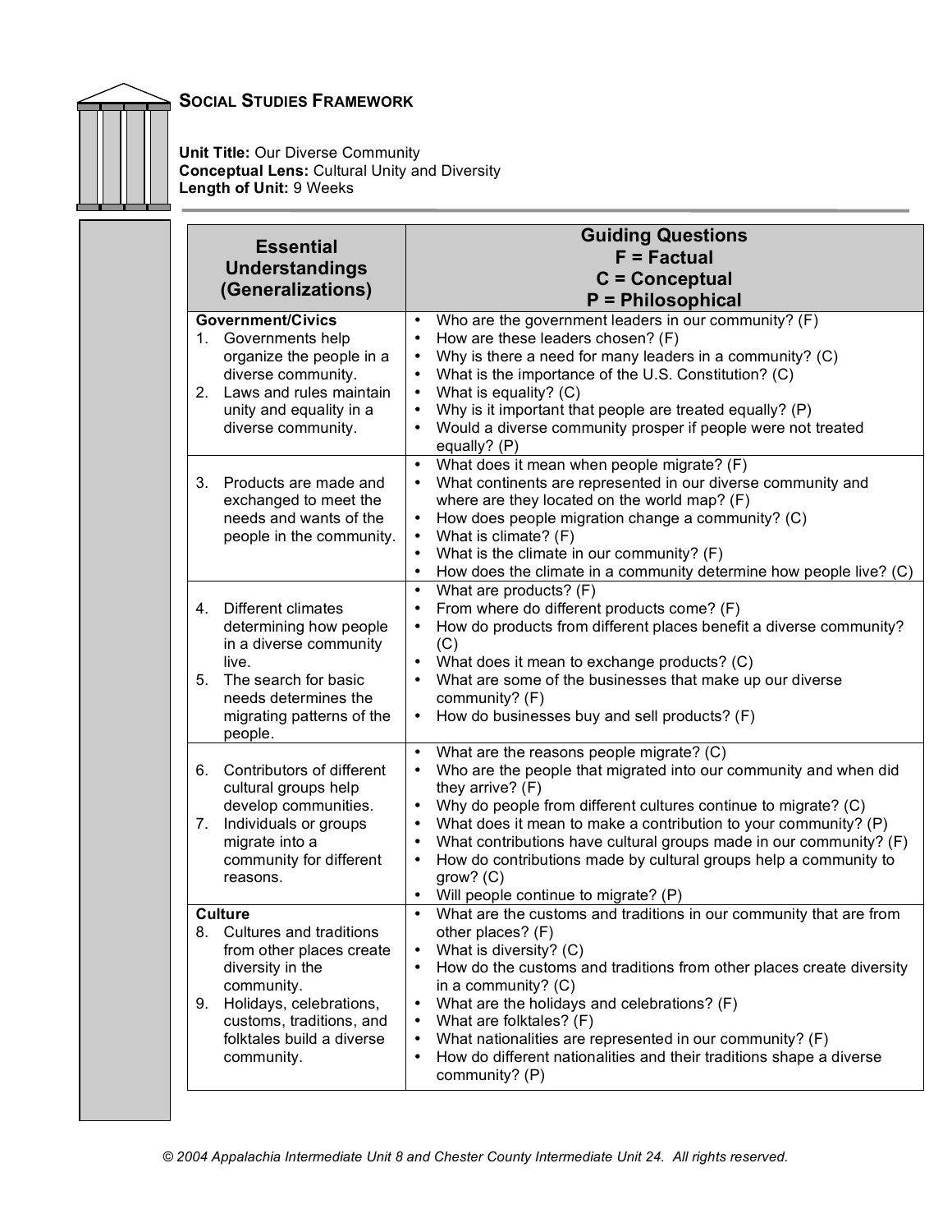## SOCIAL STUDIES FRAMEWORK

**Unit Title:** Our Diverse Community
**Conceptual Lens:** Cultural Unity and Diversity
**Length of Unit:** 9 Weeks

| Essential Understandings (Generalizations) | Guiding Questions<br>F = Factual<br>C = Conceptual<br>P = Philosophical |
|---|---|
| **Government/Civics**<br>1. Governments help organize the people in a diverse community.<br>2. Laws and rules maintain unity and equality in a diverse community. | • Who are the government leaders in our community? (F)<br>• How are these leaders chosen? (F)<br>• Why is there a need for many leaders in a community? (C)<br>• What is the importance of the U.S. Constitution? (C)<br>• What is equality? (C)<br>• Why is it important that people are treated equally? (P)<br>• Would a diverse community prosper if people were not treated equally? (P) |
| 3. Products are made and exchanged to meet the needs and wants of the people in the community. | • What does it mean when people migrate? (F)<br>• What continents are represented in our diverse community and where are they located on the world map? (F)<br>• How does people migration change a community? (C)<br>• What is climate? (F)<br>• What is the climate in our community? (F)<br>• How does the climate in a community determine how people live? (C) |
| 4. Different climates determining how people in a diverse community live.<br>5. The search for basic needs determines the migrating patterns of the people. | • What are products? (F)<br>• From where do different products come? (F)<br>• How do products from different places benefit a diverse community? (C)<br>• What does it mean to exchange products? (C)<br>• What are some of the businesses that make up our diverse community? (F)<br>• How do businesses buy and sell products? (F) |
| 6. Contributors of different cultural groups help develop communities.<br>7. Individuals or groups migrate into a community for different reasons. | • What are the reasons people migrate? (C)<br>• Who are the people that migrated into our community and when did they arrive? (F)<br>• Why do people from different cultures continue to migrate? (C)<br>• What does it mean to make a contribution to your community? (P)<br>• What contributions have cultural groups made in our community? (F)<br>• How do contributions made by cultural groups help a community to grow? (C)<br>• Will people continue to migrate? (P) |
| **Culture**<br>8. Cultures and traditions from other places create diversity in the community.<br>9. Holidays, celebrations, customs, traditions, and folktales build a diverse community. | • What are the customs and traditions in our community that are from other places? (F)<br>• What is diversity? (C)<br>• How do the customs and traditions from other places create diversity in a community? (C)<br>• What are the holidays and celebrations? (F)<br>• What are folktales? (F)<br>• What nationalities are represented in our community? (F)<br>• How do different nationalities and their traditions shape a diverse community? (P) |

*© 2004 Appalachia Intermediate Unit 8 and Chester County Intermediate Unit 24. All rights reserved.*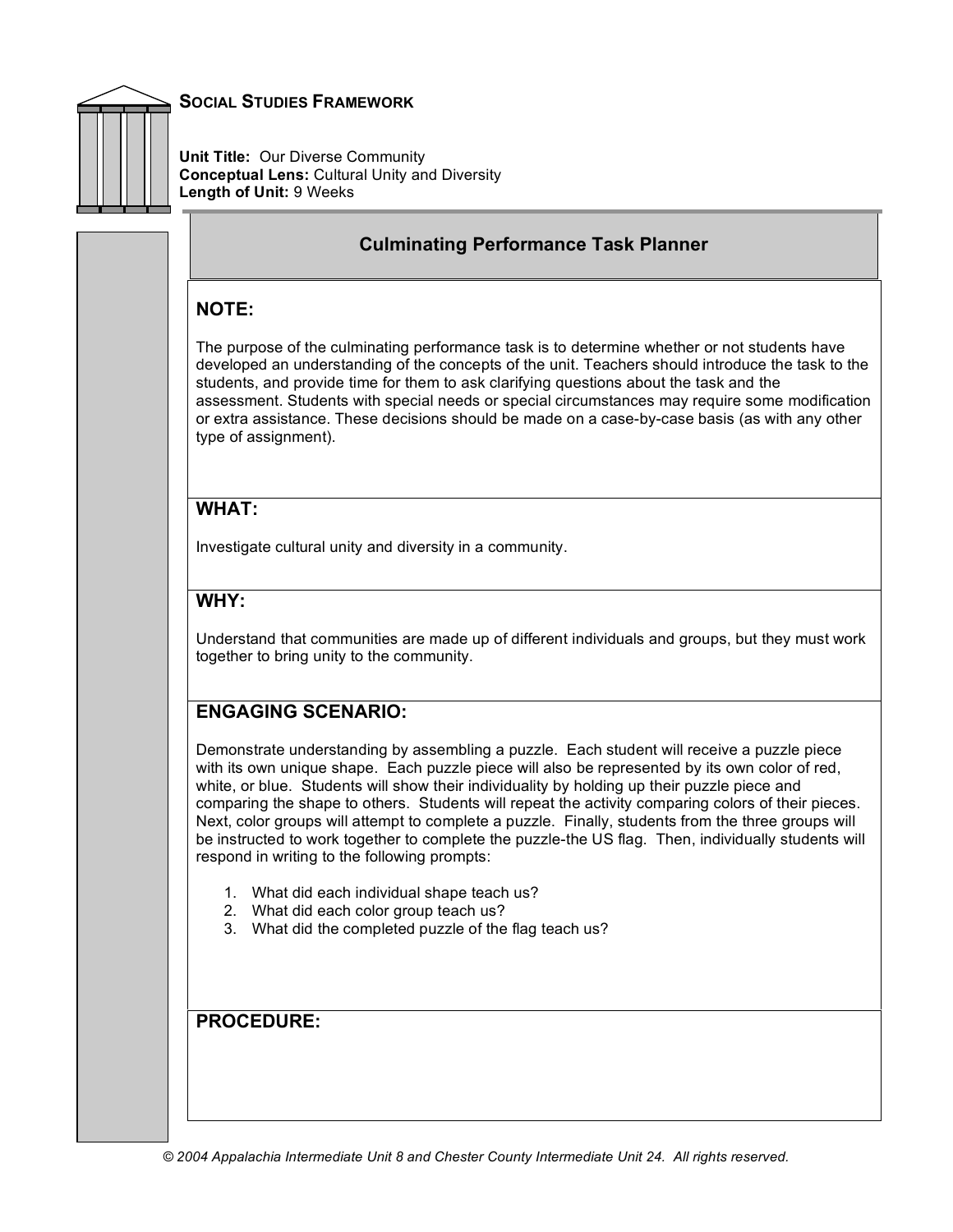## Social Studies Framework

**Unit Title:** Our Diverse Community
**Conceptual Lens:** Cultural Unity and Diversity
**Length of Unit:** 9 Weeks

## Culminating Performance Task Planner

### NOTE:

The purpose of the culminating performance task is to determine whether or not students have developed an understanding of the concepts of the unit. Teachers should introduce the task to the students, and provide time for them to ask clarifying questions about the task and the assessment. Students with special needs or special circumstances may require some modification or extra assistance. These decisions should be made on a case-by-case basis (as with any other type of assignment).

### WHAT:

Investigate cultural unity and diversity in a community.

### WHY:

Understand that communities are made up of different individuals and groups, but they must work together to bring unity to the community.

### ENGAGING SCENARIO:

Demonstrate understanding by assembling a puzzle. Each student will receive a puzzle piece with its own unique shape. Each puzzle piece will also be represented by its own color of red, white, or blue. Students will show their individuality by holding up their puzzle piece and comparing the shape to others. Students will repeat the activity comparing colors of their pieces. Next, color groups will attempt to complete a puzzle. Finally, students from the three groups will be instructed to work together to complete the puzzle-the US flag. Then, individually students will respond in writing to the following prompts:

1. What did each individual shape teach us?
2. What did each color group teach us?
3. What did the completed puzzle of the flag teach us?

### PROCEDURE:

*© 2004 Appalachia Intermediate Unit 8 and Chester County Intermediate Unit 24. All rights reserved.*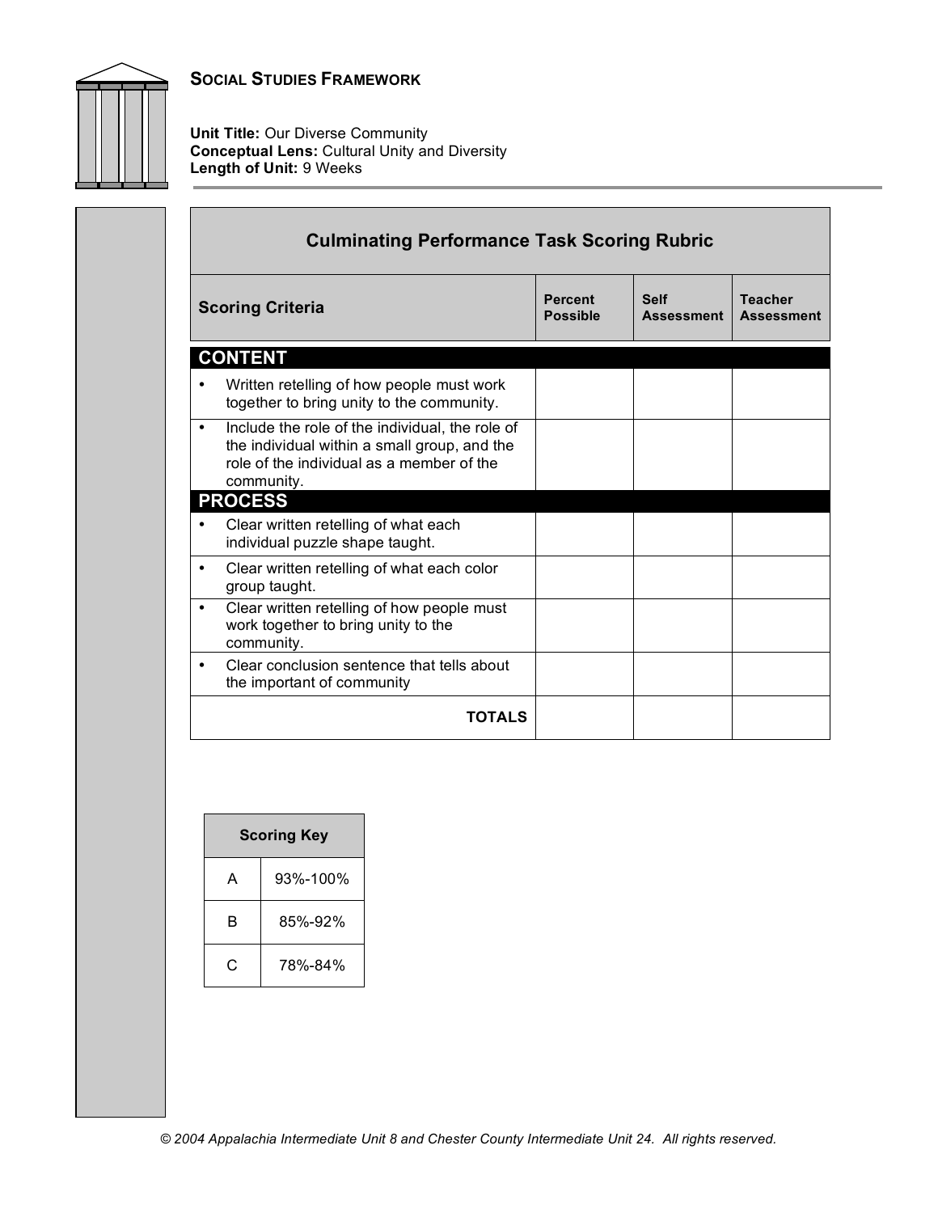**SOCIAL STUDIES FRAMEWORK**

**Unit Title:** Our Diverse Community
**Conceptual Lens:** Cultural Unity and Diversity
**Length of Unit:** 9 Weeks

## Culminating Performance Task Scoring Rubric

| Scoring Criteria | Percent Possible | Self Assessment | Teacher Assessment |
|---|---|---|---|
| **CONTENT** | | | |
| • Written retelling of how people must work together to bring unity to the community. | | | |
| • Include the role of the individual, the role of the individual within a small group, and the role of the individual as a member of the community. | | | |
| **PROCESS** | | | |
| • Clear written retelling of what each individual puzzle shape taught. | | | |
| • Clear written retelling of what each color group taught. | | | |
| • Clear written retelling of how people must work together to bring unity to the community. | | | |
| • Clear conclusion sentence that tells about the important of community | | | |
| **TOTALS** | | | |

| Scoring Key | |
|---|---|
| A | 93%-100% |
| B | 85%-92% |
| C | 78%-84% |

*© 2004 Appalachia Intermediate Unit 8 and Chester County Intermediate Unit 24. All rights reserved.*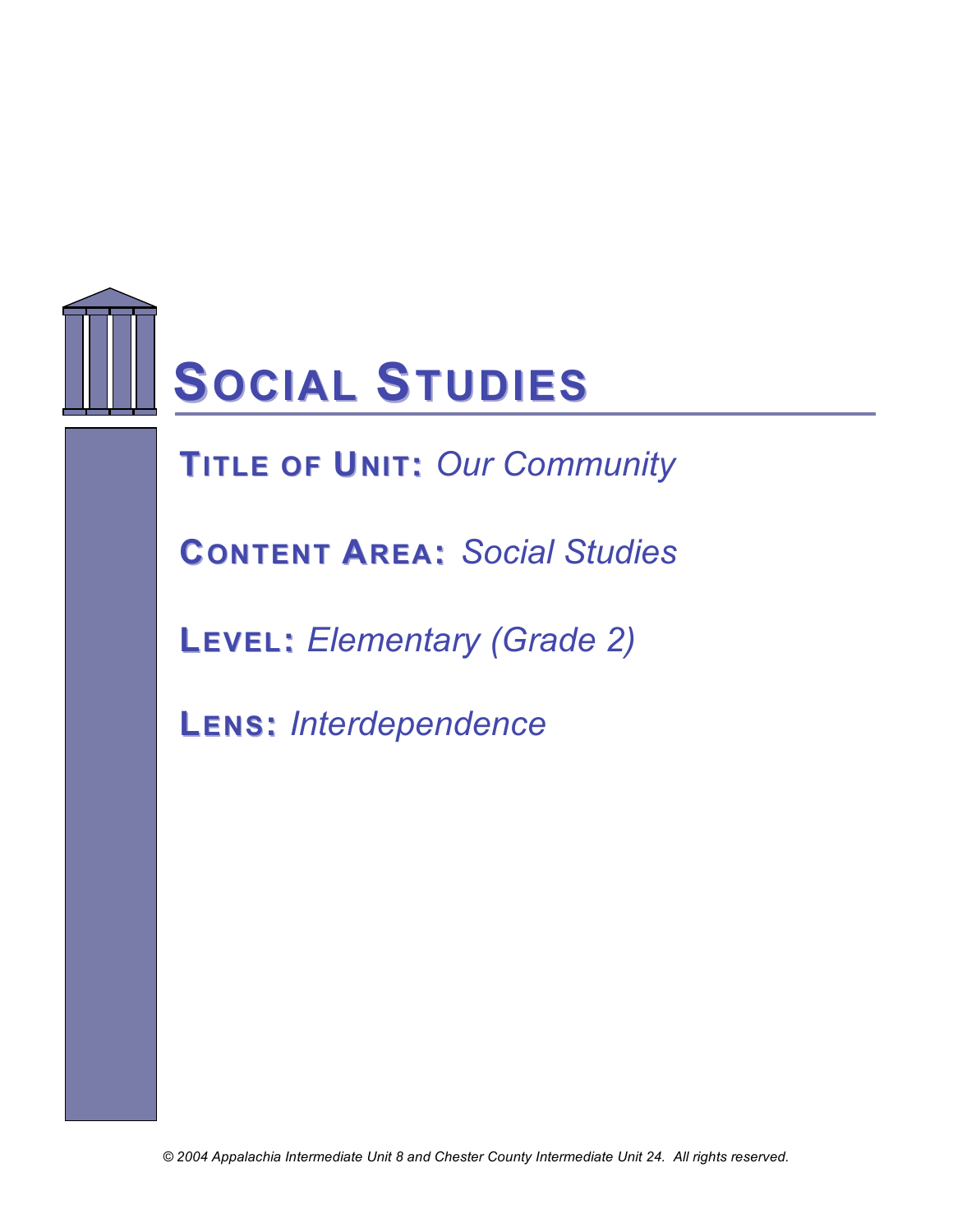# SOCIAL STUDIES

**TITLE OF UNIT:** *Our Community*

**CONTENT AREA:** *Social Studies*

**LEVEL:** *Elementary (Grade 2)*

**LENS:** *Interdependence*

*© 2004 Appalachia Intermediate Unit 8 and Chester County Intermediate Unit 24. All rights reserved.*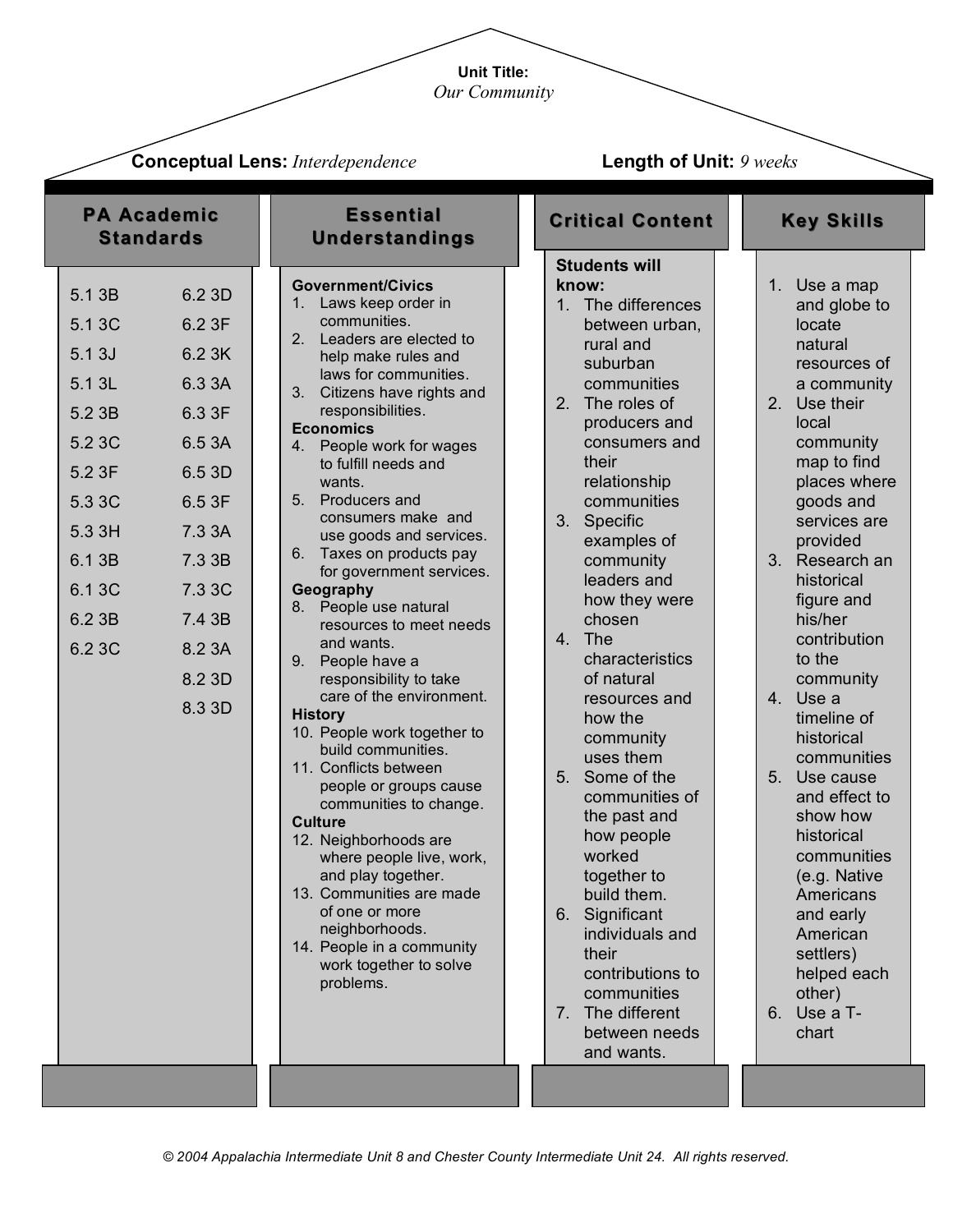**Unit Title:**
*Our Community*

**Conceptual Lens:** *Interdependence*

**Length of Unit:** *9 weeks*

## PA Academic Standards

| | |
|---|---|
| 5.1 3B | 6.2 3D |
| 5.1 3C | 6.2 3F |
| 5.1 3J | 6.2 3K |
| 5.1 3L | 6.3 3A |
| 5.2 3B | 6.3 3F |
| 5.2 3C | 6.5 3A |
| 5.2 3F | 6.5 3D |
| 5.3 3C | 6.5 3F |
| 5.3 3H | 7.3 3A |
| 6.1 3B | 7.3 3B |
| 6.1 3C | 7.3 3C |
| 6.2 3B | 7.4 3B |
| 6.2 3C | 8.2 3A |
| | 8.2 3D |
| | 8.3 3D |

## Essential Understandings

**Government/Civics**

1. Laws keep order in communities.
2. Leaders are elected to help make rules and laws for communities.
3. Citizens have rights and responsibilities.

**Economics**

4. People work for wages to fulfill needs and wants.
5. Producers and consumers make and use goods and services.
6. Taxes on products pay for government services.

**Geography**

8. People use natural resources to meet needs and wants.
9. People have a responsibility to take care of the environment.

**History**

10. People work together to build communities.
11. Conflicts between people or groups cause communities to change.

**Culture**

12. Neighborhoods are where people live, work, and play together.
13. Communities are made of one or more neighborhoods.
14. People in a community work together to solve problems.

## Critical Content

**Students will know:**

1. The differences between urban, rural and suburban communities
2. The roles of producers and consumers and their relationship communities
3. Specific examples of community leaders and how they were chosen
4. The characteristics of natural resources and how the community uses them
5. Some of the communities of the past and how people worked together to build them.
6. Significant individuals and their contributions to communities
7. The different between needs and wants.

## Key Skills

1. Use a map and globe to locate natural resources of a community
2. Use their local community map to find places where goods and services are provided
3. Research an historical figure and his/her contribution to the community
4. Use a timeline of historical communities
5. Use cause and effect to show how historical communities (e.g. Native Americans and early American settlers) helped each other)
6. Use a T-chart

*© 2004 Appalachia Intermediate Unit 8 and Chester County Intermediate Unit 24. All rights reserved.*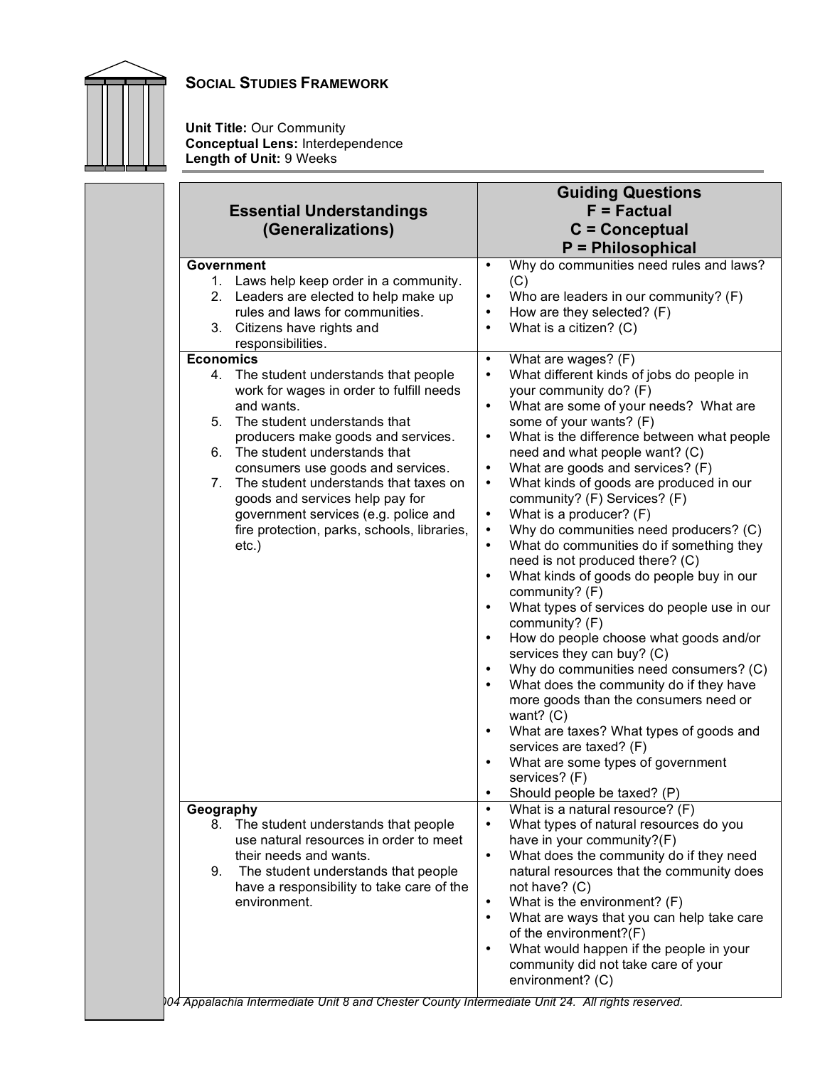## Social Studies Framework

**Unit Title:** Our Community
**Conceptual Lens:** Interdependence
**Length of Unit:** 9 Weeks

| Essential Understandings (Generalizations) | Guiding Questions<br>F = Factual<br>C = Conceptual<br>P = Philosophical |
|---|---|
| **Government**<br>1. Laws help keep order in a community.<br>2. Leaders are elected to help make up rules and laws for communities.<br>3. Citizens have rights and responsibilities. | • Why do communities need rules and laws? (C)<br>• Who are leaders in our community? (F)<br>• How are they selected? (F)<br>• What is a citizen? (C) |
| **Economics**<br>4. The student understands that people work for wages in order to fulfill needs and wants.<br>5. The student understands that producers make goods and services.<br>6. The student understands that consumers use goods and services.<br>7. The student understands that taxes on goods and services help pay for government services (e.g. police and fire protection, parks, schools, libraries, etc.) | • What are wages? (F)<br>• What different kinds of jobs do people in your community do? (F)<br>• What are some of your needs? What are some of your wants? (F)<br>• What is the difference between what people need and what people want? (C)<br>• What are goods and services? (F)<br>• What kinds of goods are produced in our community? (F) Services? (F)<br>• What is a producer? (F)<br>• Why do communities need producers? (C)<br>• What do communities do if something they need is not produced there? (C)<br>• What kinds of goods do people buy in our community? (F)<br>• What types of services do people use in our community? (F)<br>• How do people choose what goods and/or services they can buy? (C)<br>• Why do communities need consumers? (C)<br>• What does the community do if they have more goods than the consumers need or want? (C)<br>• What are taxes? What types of goods and services are taxed? (F)<br>• What are some types of government services? (F)<br>• Should people be taxed? (P) |
| **Geography**<br>8. The student understands that people use natural resources in order to meet their needs and wants.<br>9. The student understands that people have a responsibility to take care of the environment. | • What is a natural resource? (F)<br>• What types of natural resources do you have in your community?(F)<br>• What does the community do if they need natural resources that the community does not have? (C)<br>• What is the environment? (F)<br>• What are ways that you can help take care of the environment?(F)<br>• What would happen if the people in your community did not take care of your environment? (C) |

*004 Appalachia Intermediate Unit 8 and Chester County Intermediate Unit 24. All rights reserved.*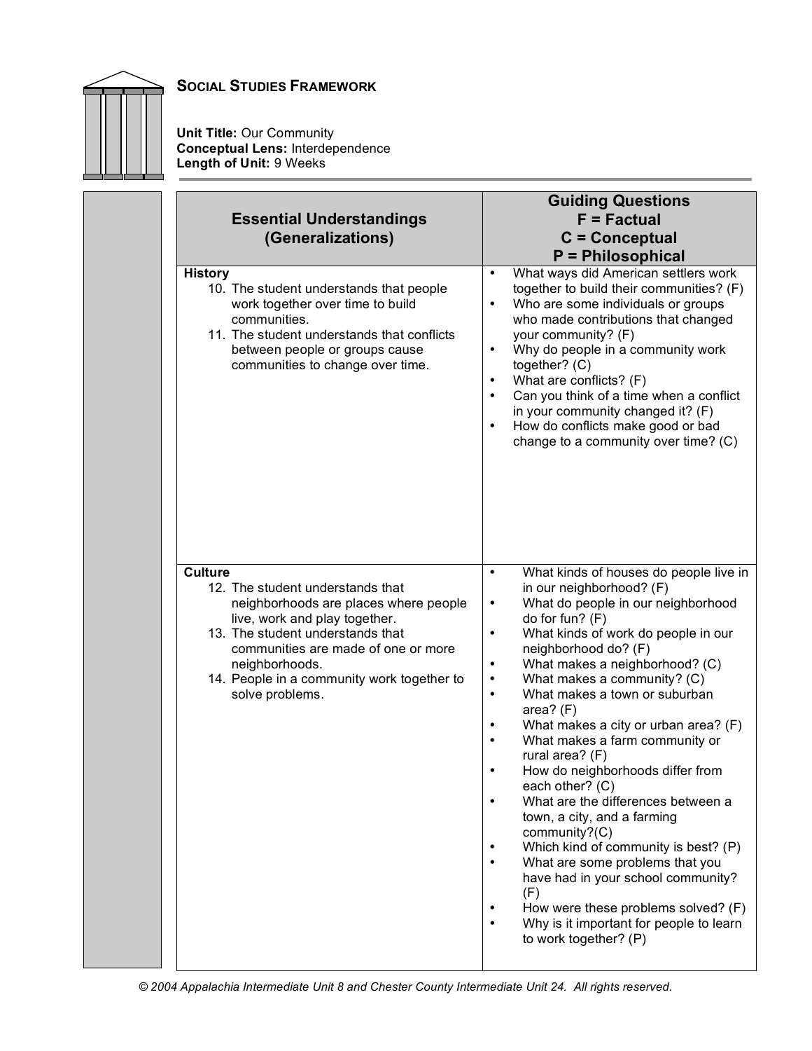## SOCIAL STUDIES FRAMEWORK

**Unit Title:** Our Community
**Conceptual Lens:** Interdependence
**Length of Unit:** 9 Weeks

| Essential Understandings (Generalizations) | Guiding Questions<br>F = Factual<br>C = Conceptual<br>P = Philosophical |
|---|---|
| **History**<br>10. The student understands that people work together over time to build communities.<br>11. The student understands that conflicts between people or groups cause communities to change over time. | • What ways did American settlers work together to build their communities? (F)<br>• Who are some individuals or groups who made contributions that changed your community? (F)<br>• Why do people in a community work together? (C)<br>• What are conflicts? (F)<br>• Can you think of a time when a conflict in your community changed it? (F)<br>• How do conflicts make good or bad change to a community over time? (C) |
| **Culture**<br>12. The student understands that neighborhoods are places where people live, work and play together.<br>13. The student understands that communities are made of one or more neighborhoods.<br>14. People in a community work together to solve problems. | • What kinds of houses do people live in in our neighborhood? (F)<br>• What do people in our neighborhood do for fun? (F)<br>• What kinds of work do people in our neighborhood do? (F)<br>• What makes a neighborhood? (C)<br>• What makes a community? (C)<br>• What makes a town or suburban area? (F)<br>• What makes a city or urban area? (F)<br>• What makes a farm community or rural area? (F)<br>• How do neighborhoods differ from each other? (C)<br>• What are the differences between a town, a city, and a farming community?(C)<br>• Which kind of community is best? (P)<br>• What are some problems that you have had in your school community? (F)<br>• How were these problems solved? (F)<br>• Why is it important for people to learn to work together? (P) |

*© 2004 Appalachia Intermediate Unit 8 and Chester County Intermediate Unit 24. All rights reserved.*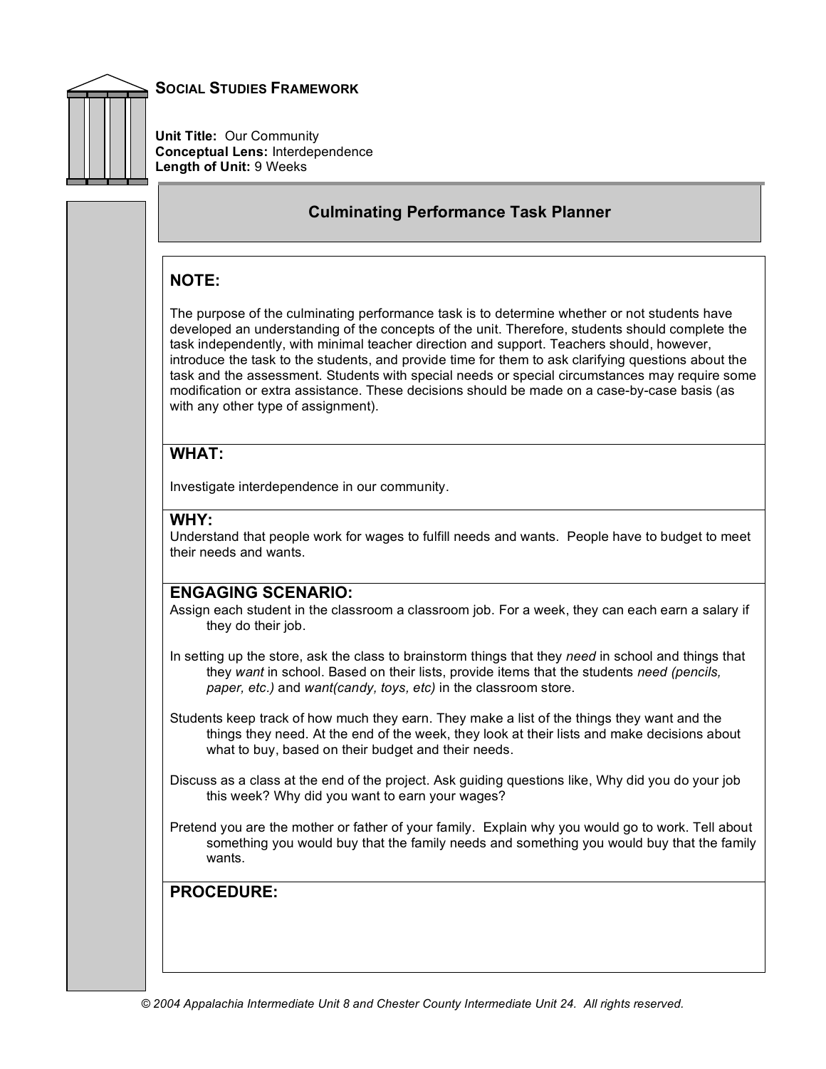**Social Studies Framework**

**Unit Title:** Our Community
**Conceptual Lens:** Interdependence
**Length of Unit:** 9 Weeks

## Culminating Performance Task Planner

### NOTE:

The purpose of the culminating performance task is to determine whether or not students have developed an understanding of the concepts of the unit. Therefore, students should complete the task independently, with minimal teacher direction and support. Teachers should, however, introduce the task to the students, and provide time for them to ask clarifying questions about the task and the assessment. Students with special needs or special circumstances may require some modification or extra assistance. These decisions should be made on a case-by-case basis (as with any other type of assignment).

### WHAT:

Investigate interdependence in our community.

### WHY:

Understand that people work for wages to fulfill needs and wants. People have to budget to meet their needs and wants.

### ENGAGING SCENARIO:

Assign each student in the classroom a classroom job. For a week, they can each earn a salary if they do their job.

In setting up the store, ask the class to brainstorm things that they *need* in school and things that they *want* in school. Based on their lists, provide items that the students *need (pencils, paper, etc.)* and *want(candy, toys, etc)* in the classroom store.

Students keep track of how much they earn. They make a list of the things they want and the things they need. At the end of the week, they look at their lists and make decisions about what to buy, based on their budget and their needs.

Discuss as a class at the end of the project. Ask guiding questions like, Why did you do your job this week? Why did you want to earn your wages?

Pretend you are the mother or father of your family. Explain why you would go to work. Tell about something you would buy that the family needs and something you would buy that the family wants.

### PROCEDURE:

© 2004 Appalachia Intermediate Unit 8 and Chester County Intermediate Unit 24. All rights reserved.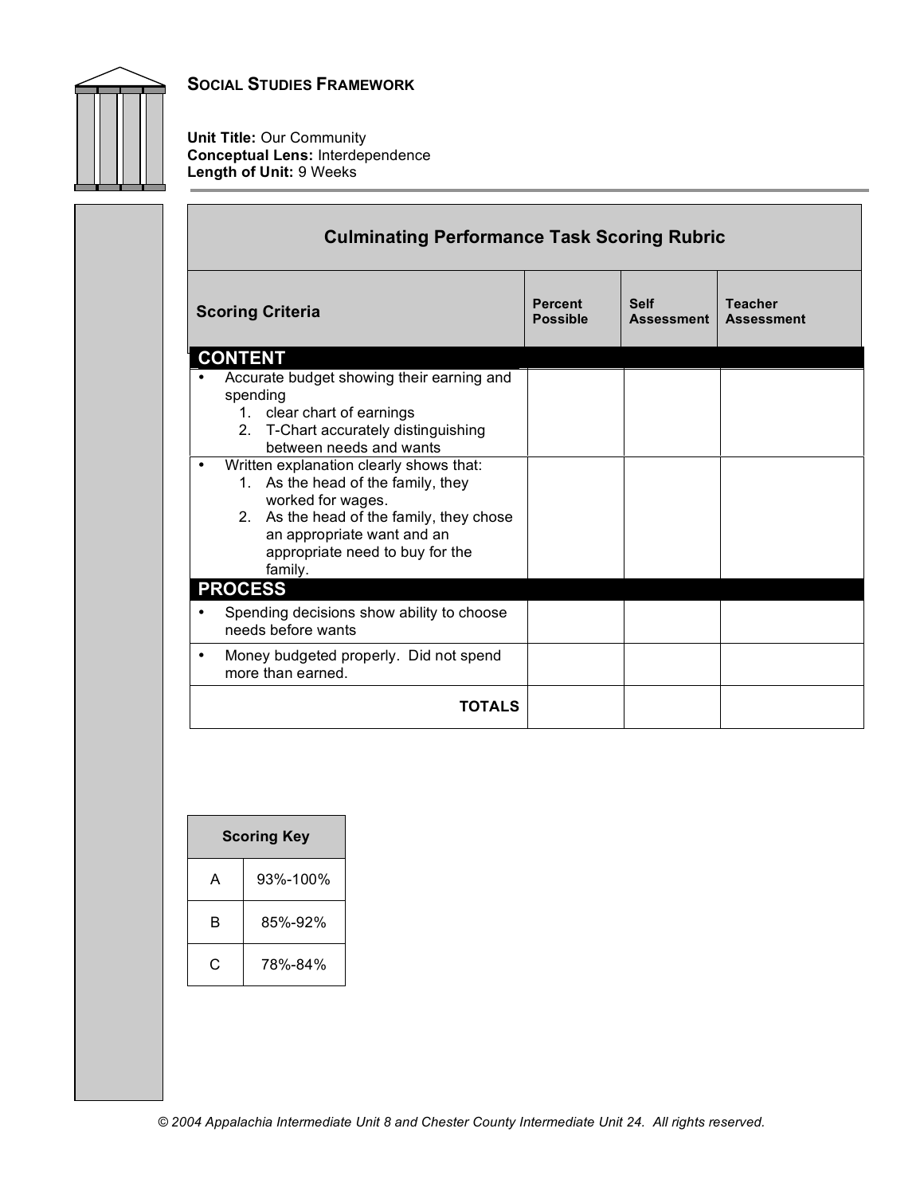**SOCIAL STUDIES FRAMEWORK**

**Unit Title:** Our Community
**Conceptual Lens:** Interdependence
**Length of Unit:** 9 Weeks

## Culminating Performance Task Scoring Rubric

| Scoring Criteria | Percent Possible | Self Assessment | Teacher Assessment |
|---|---|---|---|
| **CONTENT** | | | |
| • Accurate budget showing their earning and spending<br>1. clear chart of earnings<br>2. T-Chart accurately distinguishing between needs and wants | | | |
| • Written explanation clearly shows that:<br>1. As the head of the family, they worked for wages.<br>2. As the head of the family, they chose an appropriate want and an appropriate need to buy for the family. | | | |
| **PROCESS** | | | |
| • Spending decisions show ability to choose needs before wants | | | |
| • Money budgeted properly. Did not spend more than earned. | | | |
| **TOTALS** | | | |

| Scoring Key | |
|---|---|
| A | 93%-100% |
| B | 85%-92% |
| C | 78%-84% |

*© 2004 Appalachia Intermediate Unit 8 and Chester County Intermediate Unit 24. All rights reserved.*